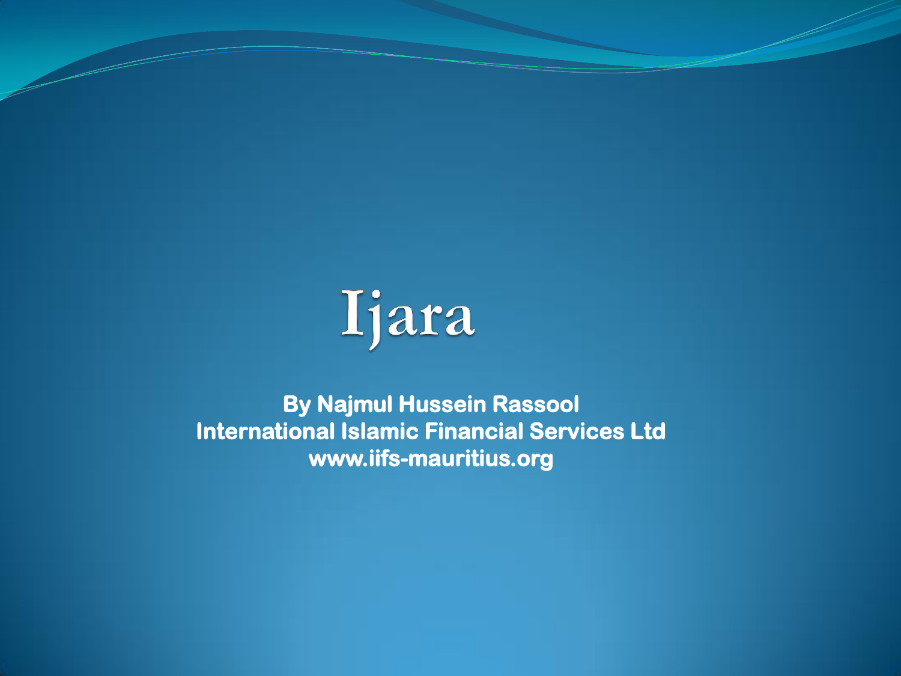# Ijara

**By Najmul Hussein Rassool**
**International Islamic Financial Services Ltd**
**www.iifs-mauritius.org**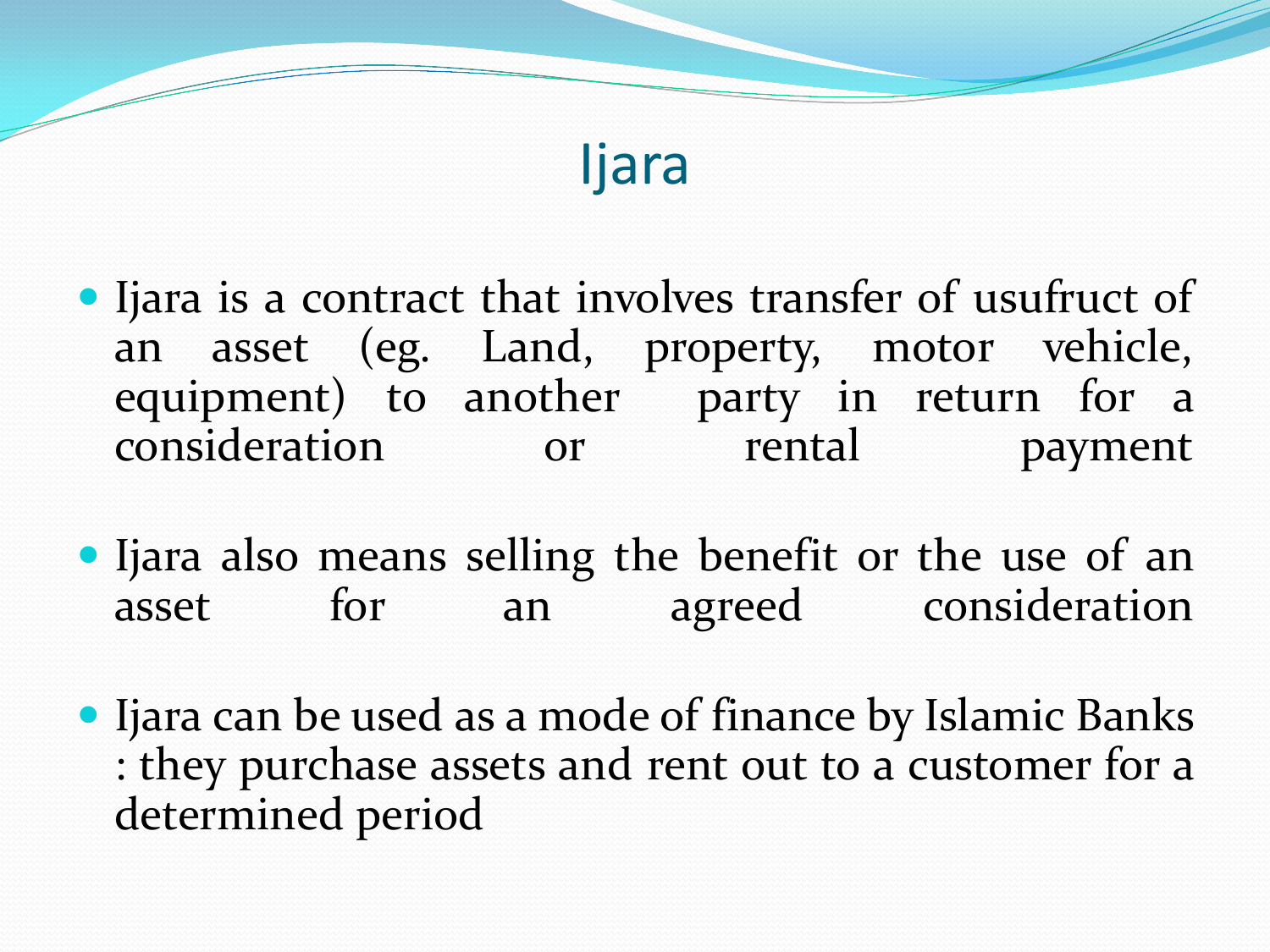# Ijara

- Ijara is a contract that involves transfer of usufruct of an asset (eg. Land, property, motor vehicle, equipment) to another party in return for a consideration or rental payment

- Ijara also means selling the benefit or the use of an asset for an agreed consideration

- Ijara can be used as a mode of finance by Islamic Banks : they purchase assets and rent out to a customer for a determined period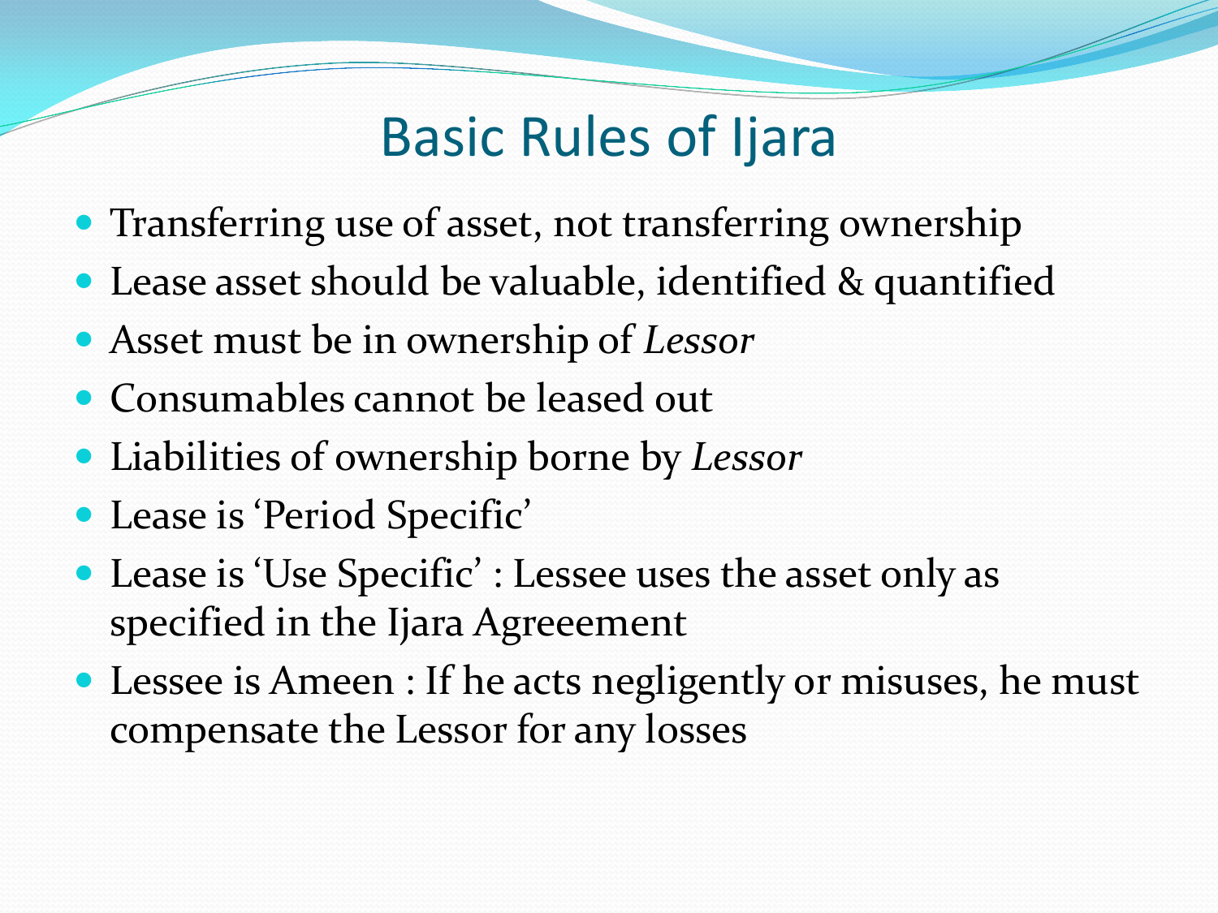# Basic Rules of Ijara

- Transferring use of asset, not transferring ownership
- Lease asset should be valuable, identified & quantified
- Asset must be in ownership of *Lessor*
- Consumables cannot be leased out
- Liabilities of ownership borne by *Lessor*
- Lease is 'Period Specific'
- Lease is 'Use Specific' : Lessee uses the asset only as specified in the Ijara Agreeement
- Lessee is Ameen : If he acts negligently or misuses, he must compensate the Lessor for any losses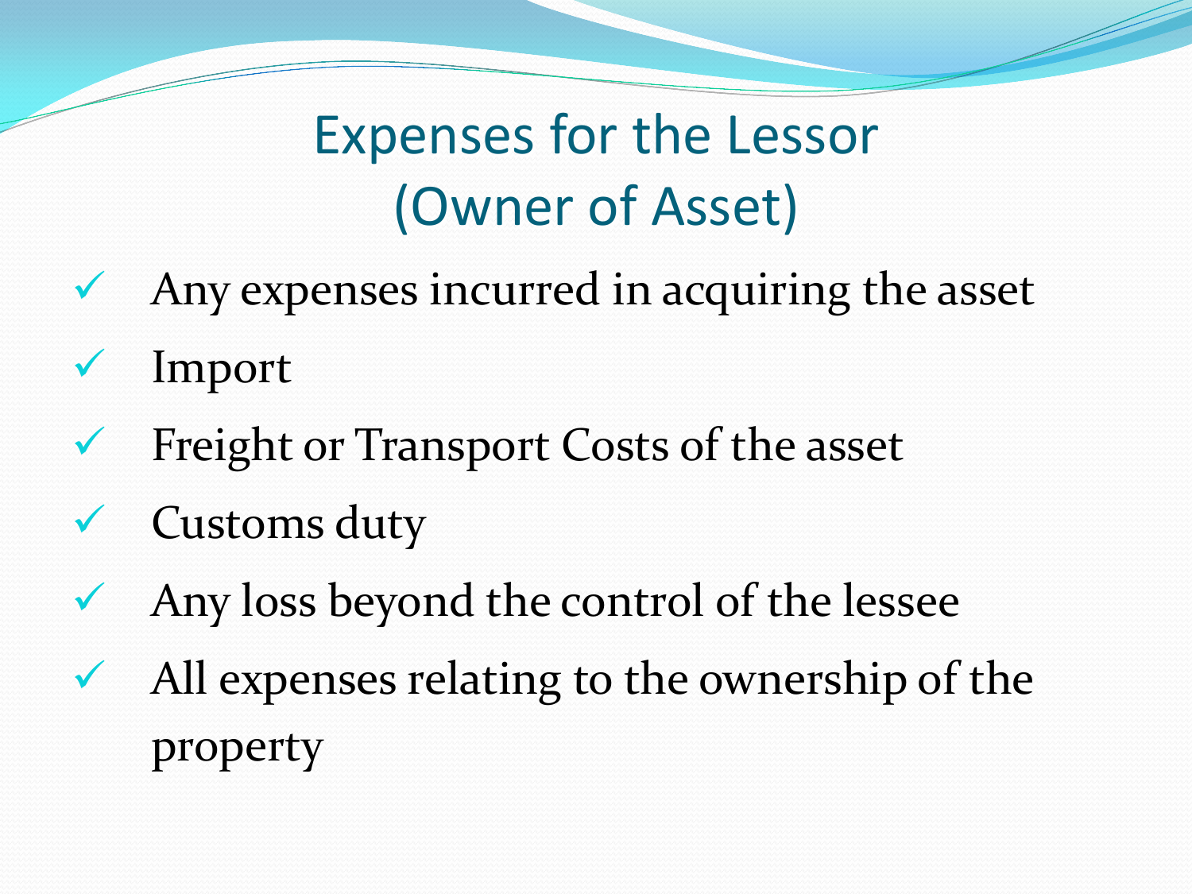# Expenses for the Lessor (Owner of Asset)

- ✓ Any expenses incurred in acquiring the asset
- ✓ Import
- ✓ Freight or Transport Costs of the asset
- ✓ Customs duty
- ✓ Any loss beyond the control of the lessee
- ✓ All expenses relating to the ownership of the property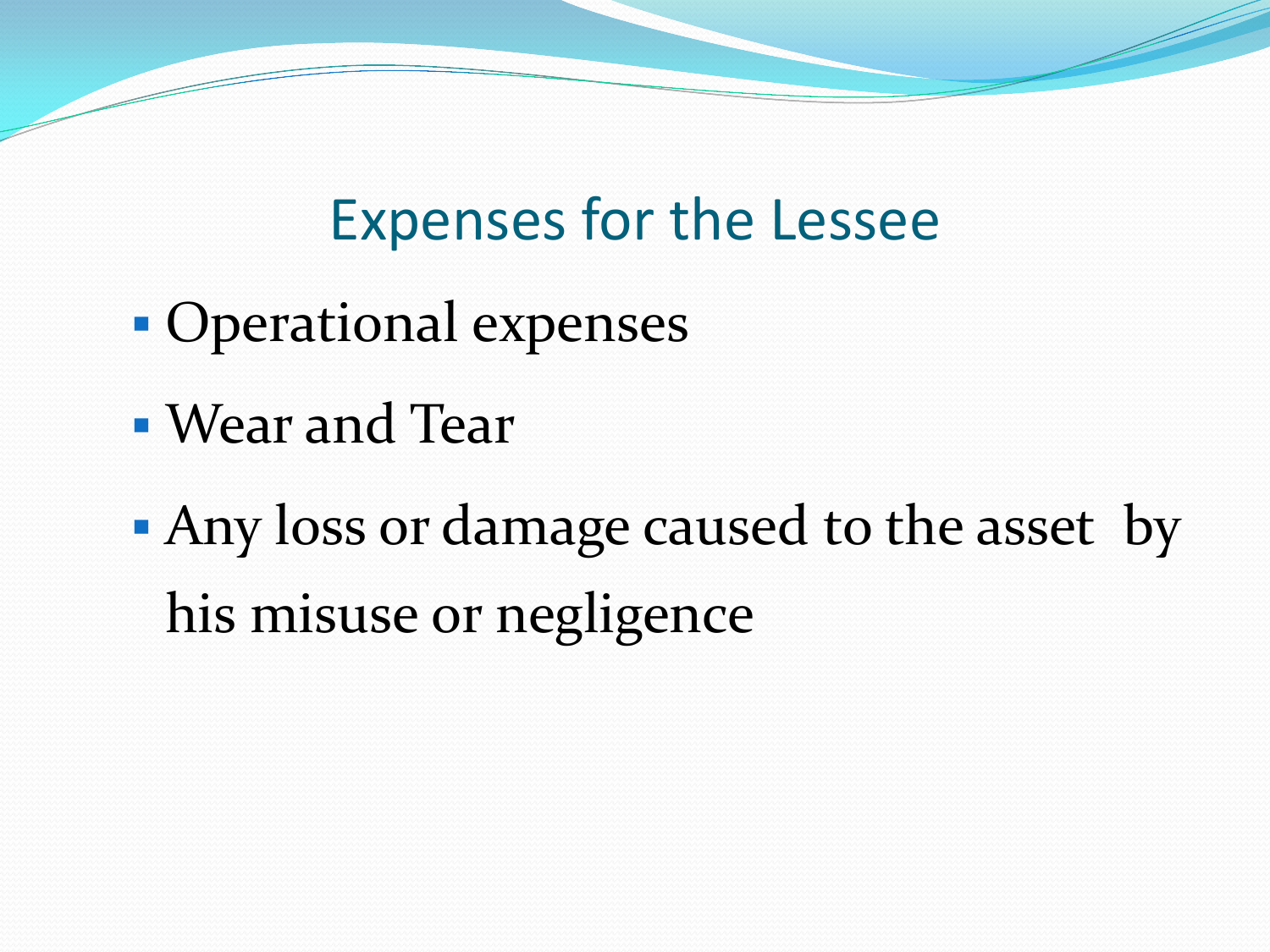## Expenses for the Lessee

- Operational expenses
- Wear and Tear
- Any loss or damage caused to the asset by his misuse or negligence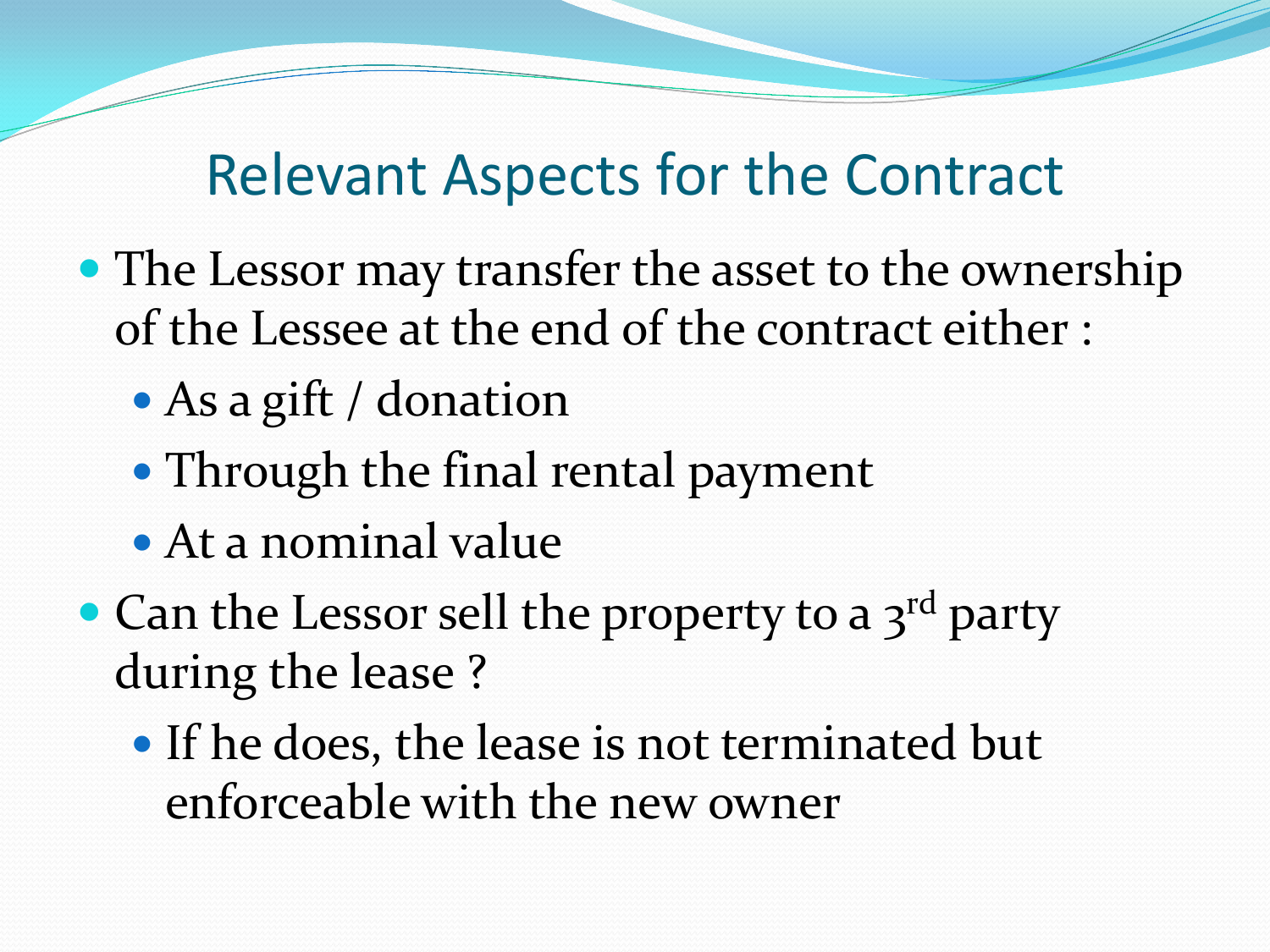# Relevant Aspects for the Contract

- The Lessor may transfer the asset to the ownership of the Lessee at the end of the contract either :
  - As a gift / donation
  - Through the final rental payment
  - At a nominal value
- Can the Lessor sell the property to a 3rd party during the lease ?
  - If he does, the lease is not terminated but enforceable with the new owner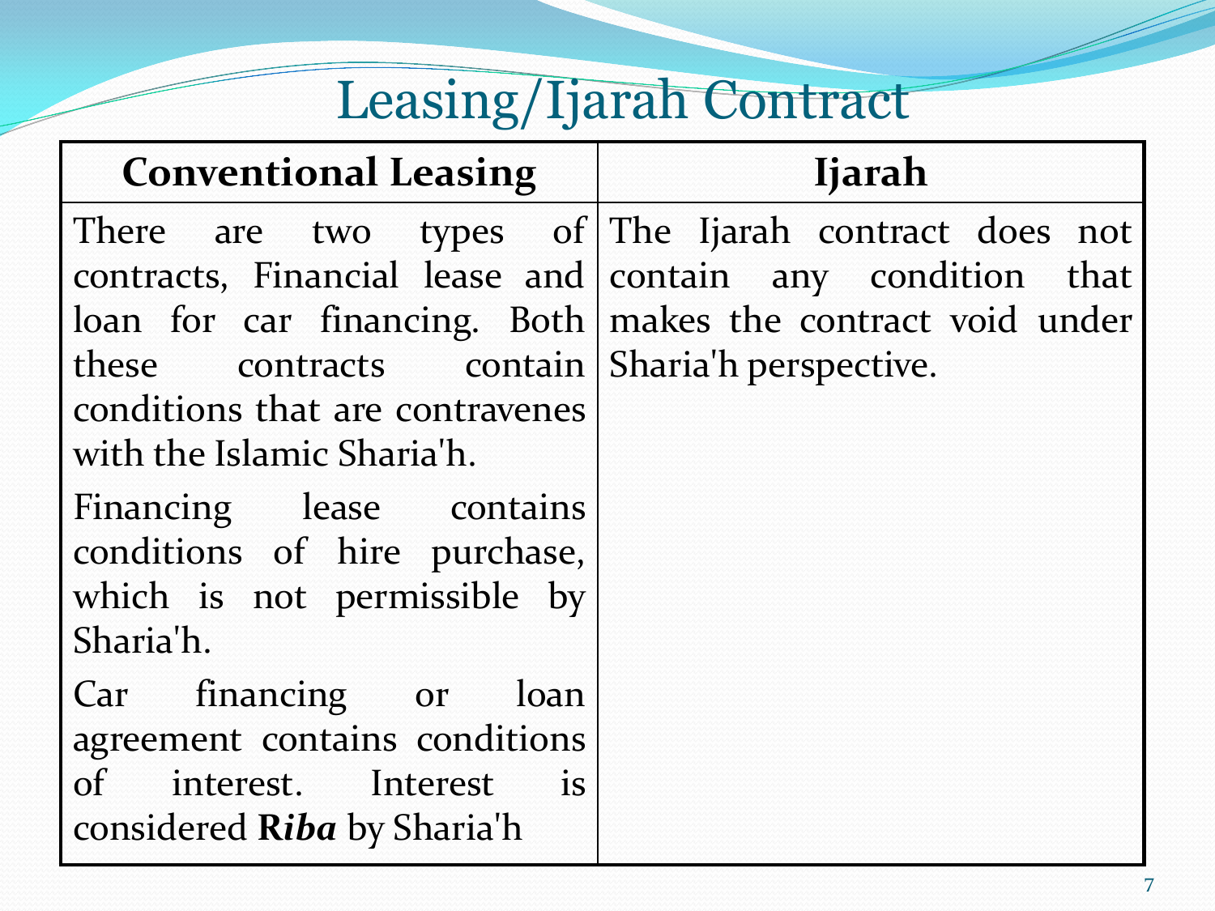# Leasing/Ijarah Contract

| Conventional Leasing | Ijarah |
|---|---|
| There are two types of contracts, Financial lease and loan for car financing. Both these contracts contain conditions that are contravenes with the Islamic Sharia'h.<br><br>Financing lease contains conditions of hire purchase, which is not permissible by Sharia'h.<br><br>Car financing or loan agreement contains conditions of interest. Interest is considered **R*iba*** by Sharia'h | The Ijarah contract does not contain any condition that makes the contract void under Sharia'h perspective. |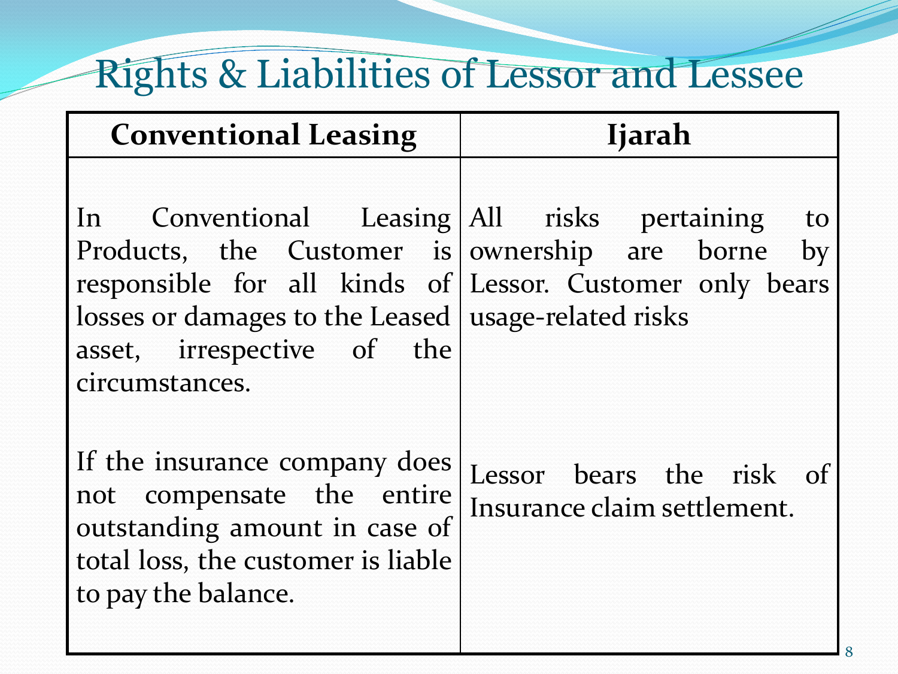# Rights & Liabilities of Lessor and Lessee

| Conventional Leasing | Ijarah |
| --- | --- |
| In Conventional Leasing Products, the Customer is responsible for all kinds of losses or damages to the Leased asset, irrespective of the circumstances. | All risks pertaining to ownership are borne by Lessor. Customer only bears usage-related risks |
| If the insurance company does not compensate the entire outstanding amount in case of total loss, the customer is liable to pay the balance. | Lessor bears the risk of Insurance claim settlement. |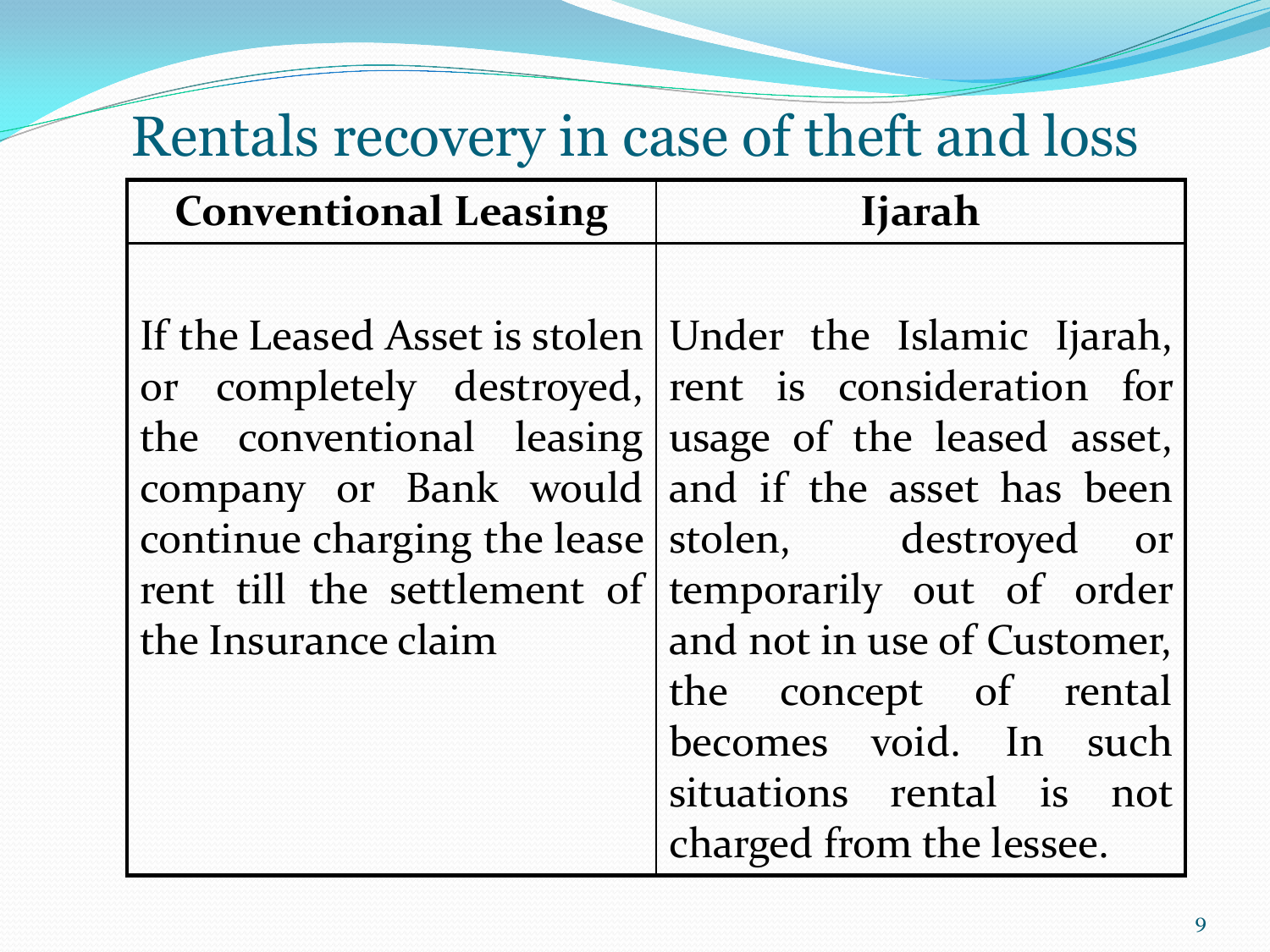# Rentals recovery in case of theft and loss

| Conventional Leasing | Ijarah |
|---|---|
| If the Leased Asset is stolen or completely destroyed, the conventional leasing company or Bank would continue charging the lease rent till the settlement of the Insurance claim | Under the Islamic Ijarah, rent is consideration for usage of the leased asset, and if the asset has been stolen, destroyed or temporarily out of order and not in use of Customer, the concept of rental becomes void. In such situations rental is not charged from the lessee. |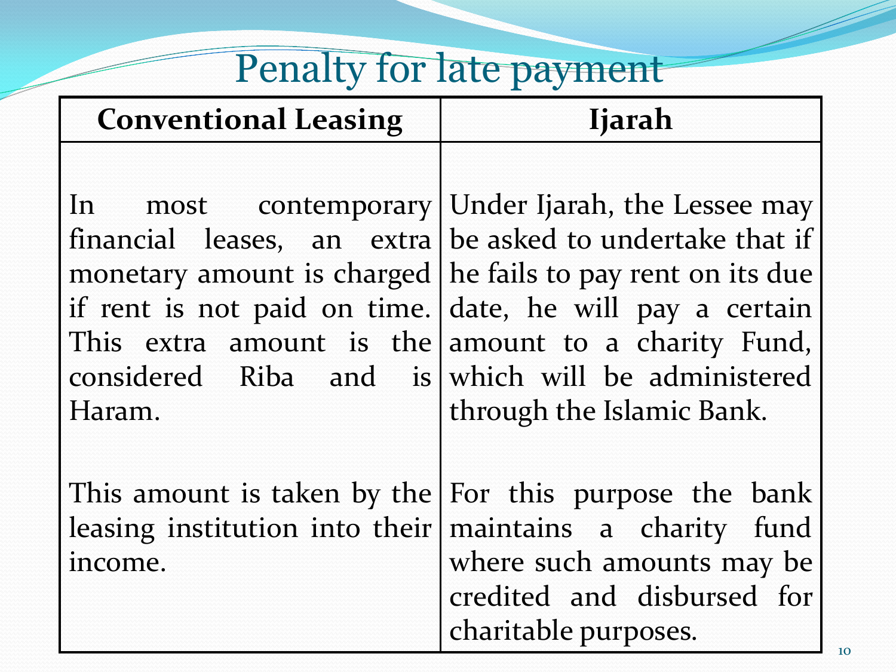# Penalty for late payment

| Conventional Leasing | Ijarah |
|---|---|
| In most contemporary financial leases, an extra monetary amount is charged if rent is not paid on time. This extra amount is the considered Riba and is Haram. | Under Ijarah, the Lessee may be asked to undertake that if he fails to pay rent on its due date, he will pay a certain amount to a charity Fund, which will be administered through the Islamic Bank. |
| This amount is taken by the leasing institution into their income. | For this purpose the bank maintains a charity fund where such amounts may be credited and disbursed for charitable purposes. |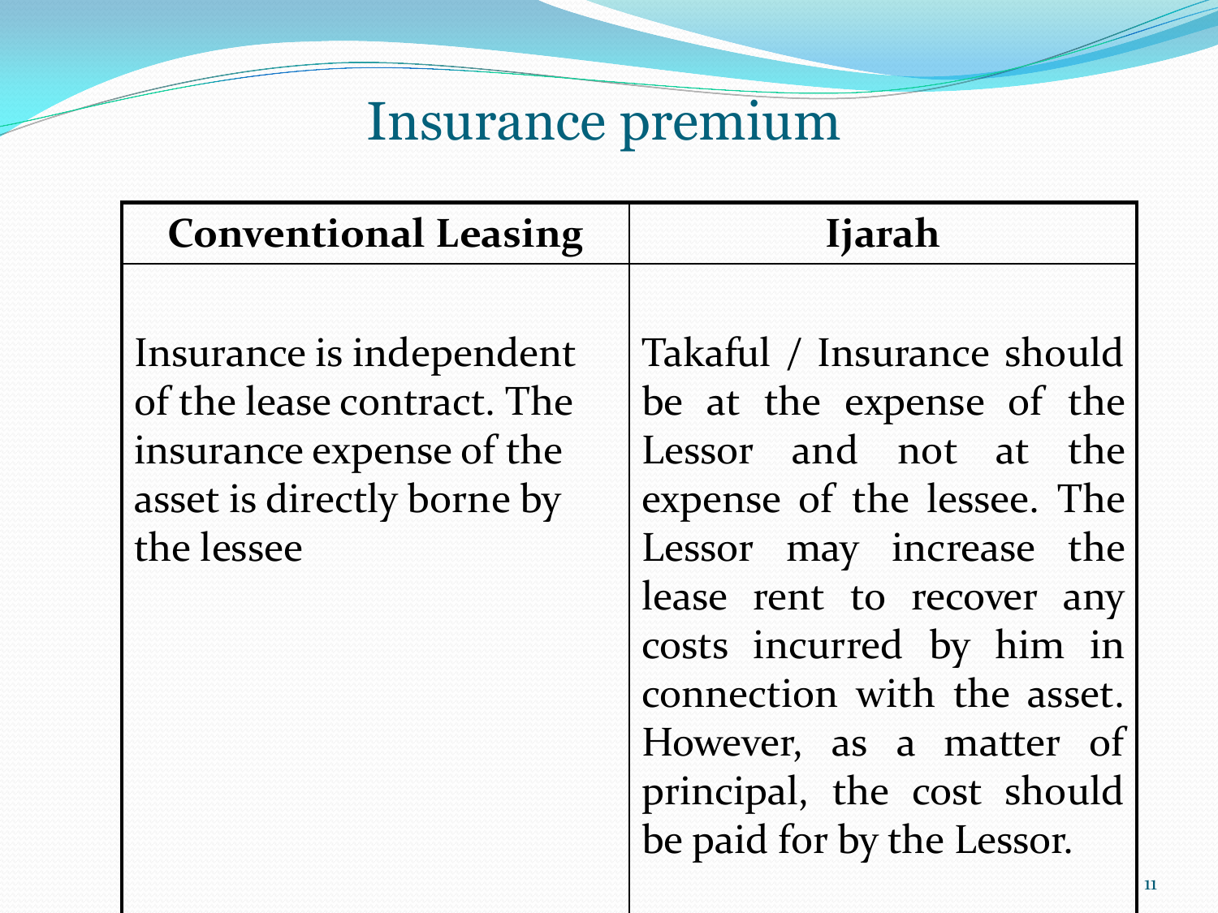# Insurance premium

| Conventional Leasing | Ijarah |
|---|---|
| Insurance is independent of the lease contract. The insurance expense of the asset is directly borne by the lessee | Takaful / Insurance should be at the expense of the Lessor and not at the expense of the lessee. The Lessor may increase the lease rent to recover any costs incurred by him in connection with the asset. However, as a matter of principal, the cost should be paid for by the Lessor. |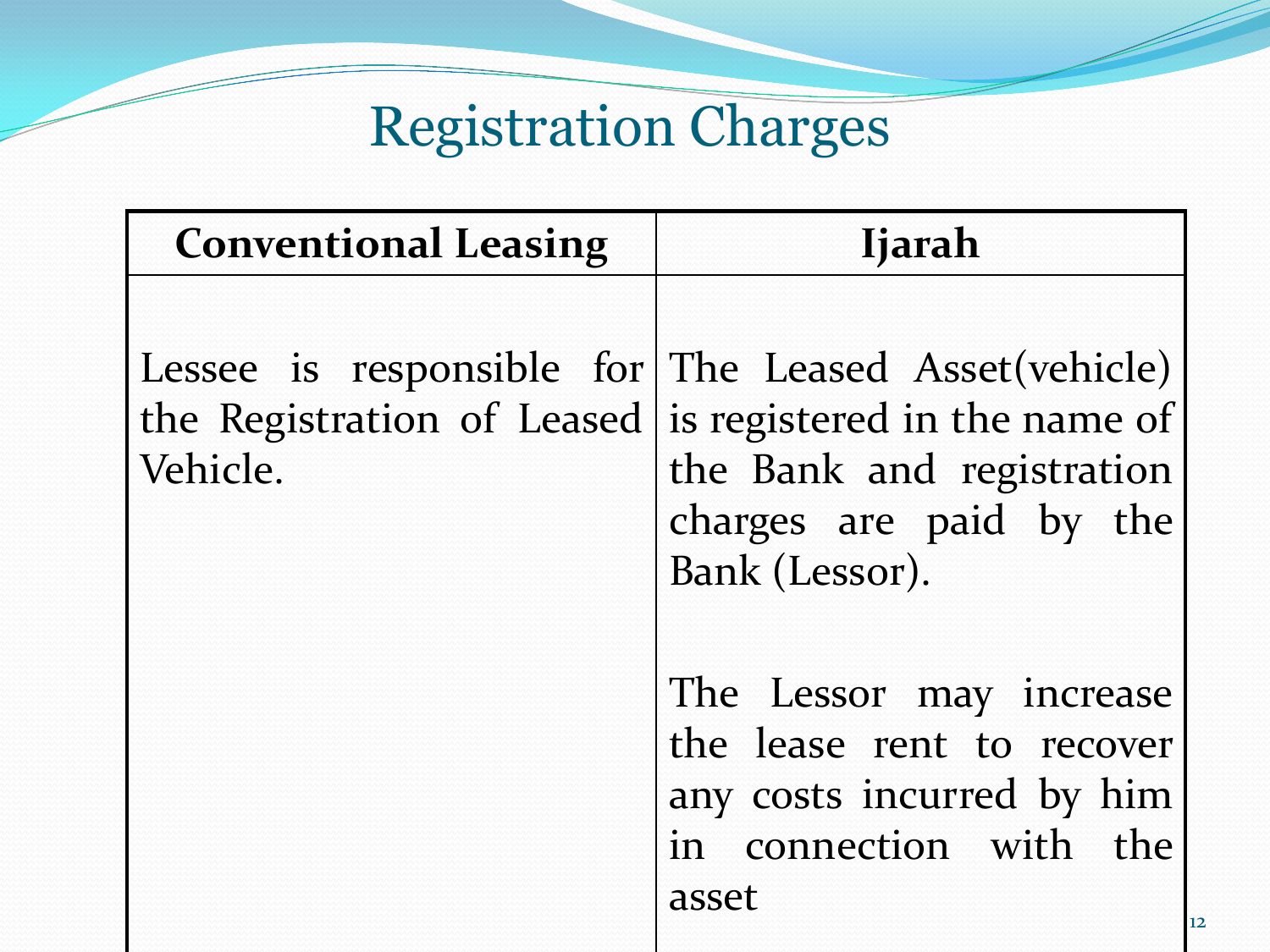# Registration Charges

| Conventional Leasing | Ijarah |
|---|---|
| Lessee is responsible for the Registration of Leased Vehicle. | The Leased Asset(vehicle) is registered in the name of the Bank and registration charges are paid by the Bank (Lessor).<br><br>The Lessor may increase the lease rent to recover any costs incurred by him in connection with the asset |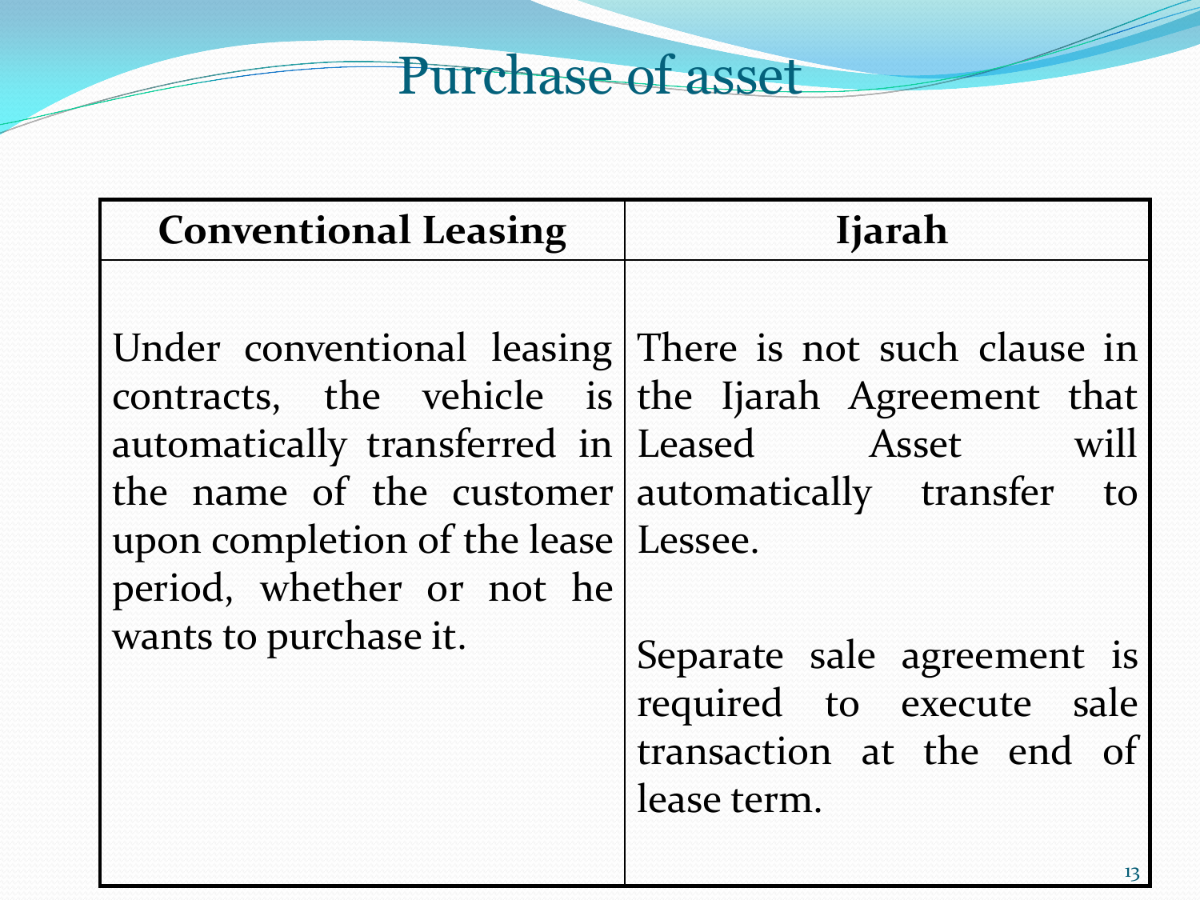# Purchase of asset

| Conventional Leasing | Ijarah |
| --- | --- |
| Under conventional leasing contracts, the vehicle is automatically transferred in the name of the customer upon completion of the lease period, whether or not he wants to purchase it. | There is not such clause in the Ijarah Agreement that Leased Asset will automatically transfer to Lessee.<br><br>Separate sale agreement is required to execute sale transaction at the end of lease term. |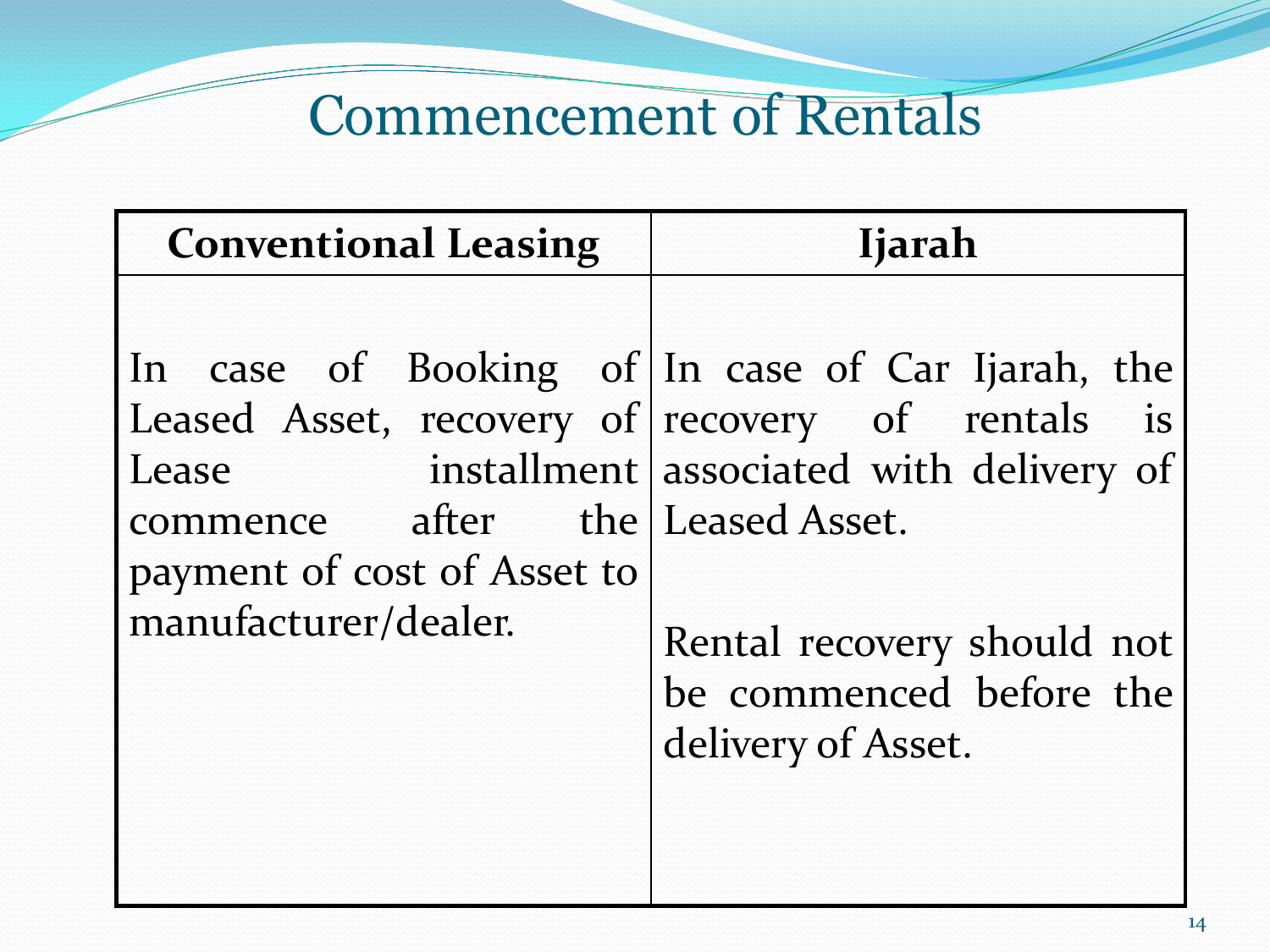# Commencement of Rentals

| Conventional Leasing | Ijarah |
| --- | --- |
| In case of Booking of Leased Asset, recovery of Lease installment commence after the payment of cost of Asset to manufacturer/dealer. | In case of Car Ijarah, the recovery of rentals is associated with delivery of Leased Asset.<br><br>Rental recovery should not be commenced before the delivery of Asset. |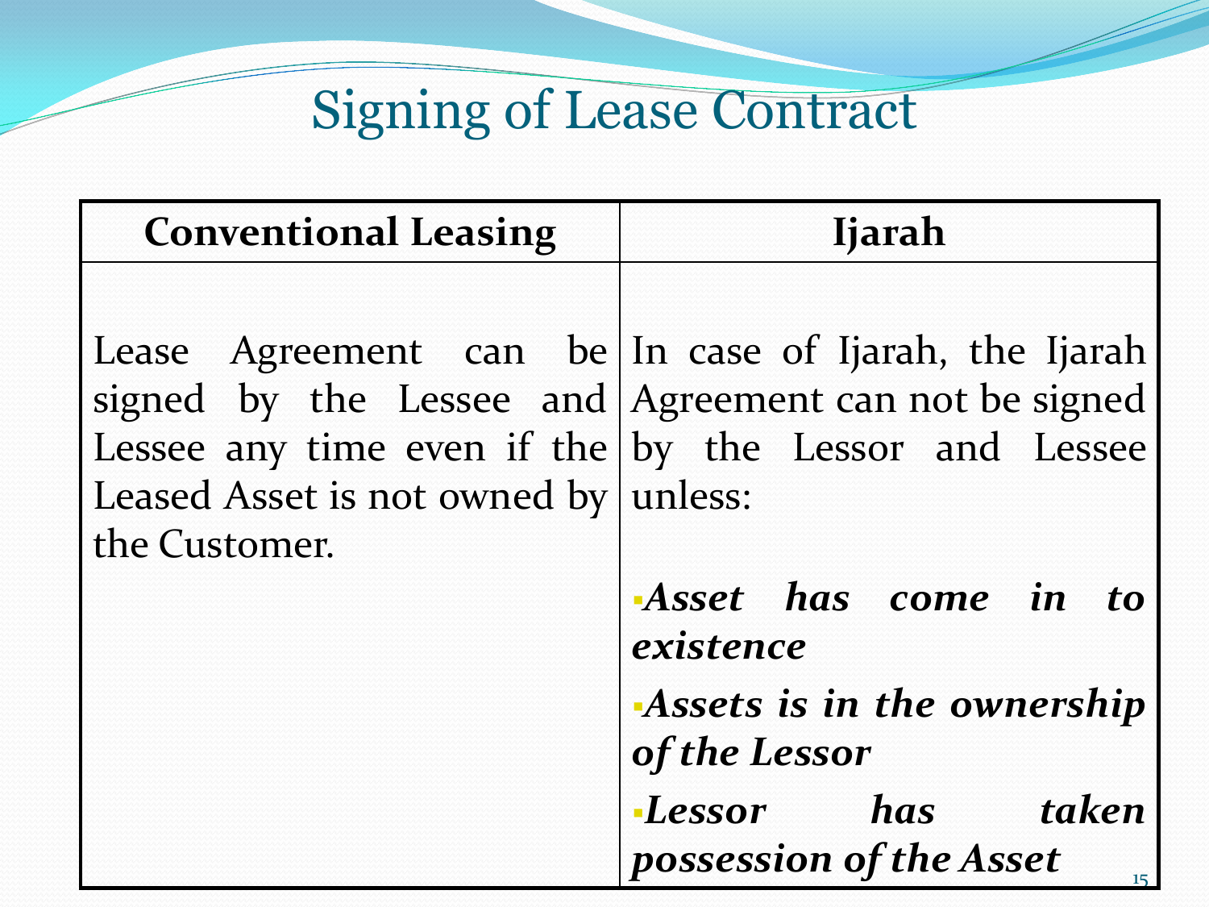# Signing of Lease Contract

| **Conventional Leasing** | **Ijarah** |
| --- | --- |
| Lease Agreement can be signed by the Lessee and Lessee any time even if the Leased Asset is not owned by the Customer. | In case of Ijarah, the Ijarah Agreement can not be signed by the Lessor and Lessee unless:<br>▪ ***Asset has come in to existence***<br>▪ ***Assets is in the ownership of the Lessor***<br>▪ ***Lessor has taken possession of the Asset*** |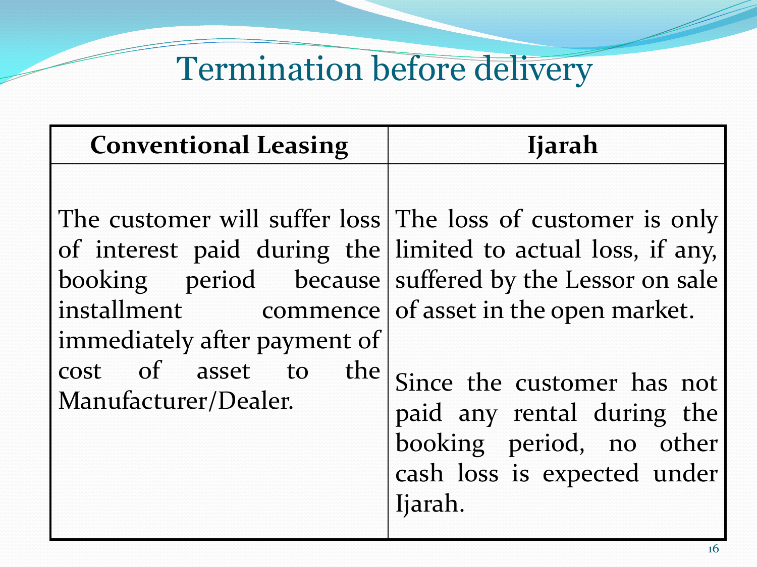# Termination before delivery

| Conventional Leasing | Ijarah |
|---|---|
| The customer will suffer loss of interest paid during the booking period because installment commence immediately after payment of cost of asset to the Manufacturer/Dealer. | The loss of customer is only limited to actual loss, if any, suffered by the Lessor on sale of asset in the open market.<br><br>Since the customer has not paid any rental during the booking period, no other cash loss is expected under Ijarah. |